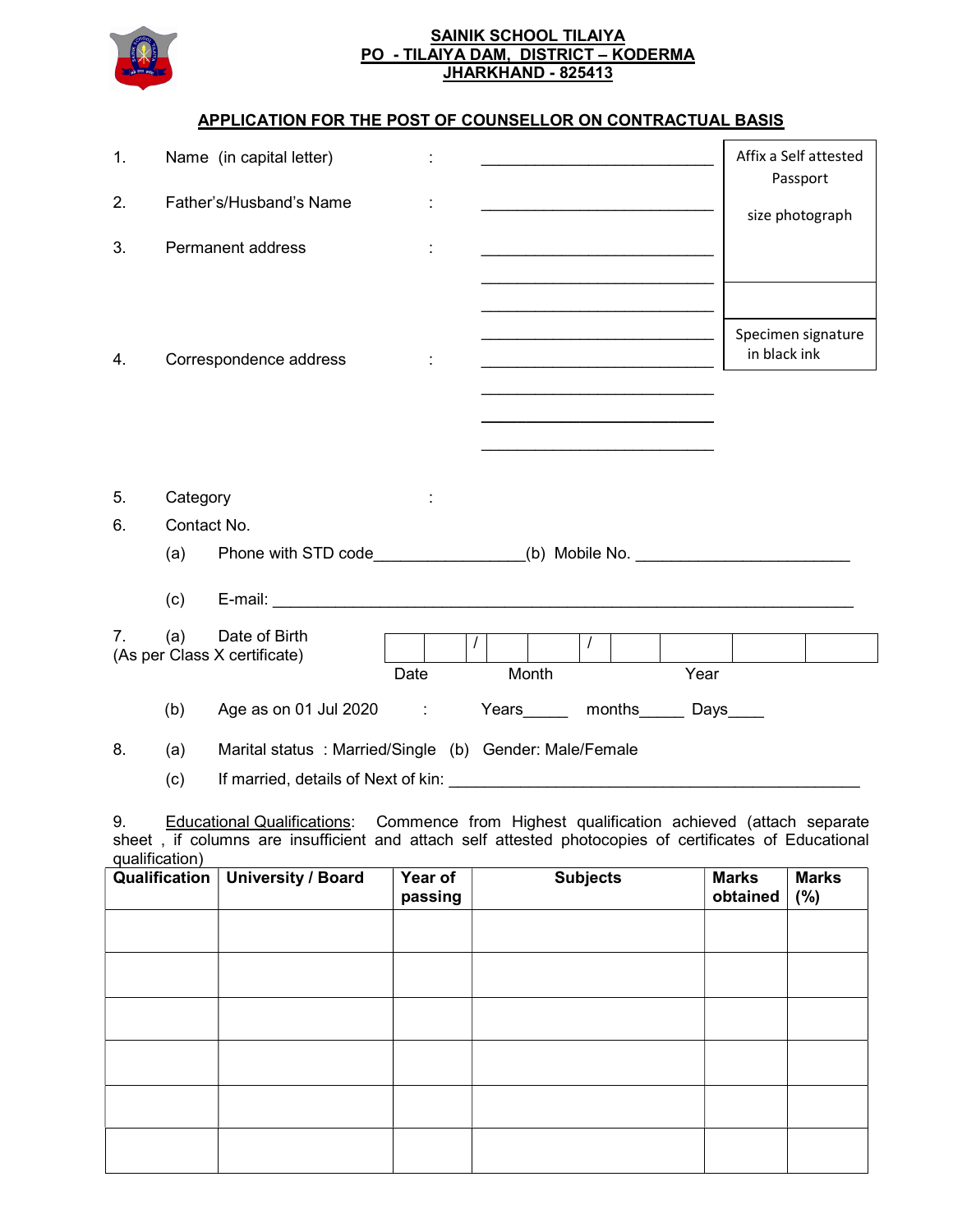**SAINIK SCHOOL TILAIYA**
**PO - TILAIYA DAM, DISTRICT – KODERMA**
**JHARKHAND - 825413**

## APPLICATION FOR THE POST OF COUNSELLOR ON CONTRACTUAL BASIS

Affix a Self attested Passport size photograph

Specimen signature in black ink

1. Name (in capital letter) : ____________________________

2. Father's/Husband's Name : ____________________________

3. Permanent address : ____________________________
____________________________
____________________________
____________________________

4. Correspondence address : ____________________________
____________________________
____________________________
____________________________

5. Category :

6. Contact No.

   (a) Phone with STD code_________________(b) Mobile No. ________________________

   (c) E-mail: ____________________________________________________________

7. (a) Date of Birth (As per Class X certificate)

| | | / | | | / | | | | |
|---|---|---|---|---|---|---|---|---|---|

Date Month Year

   (b) Age as on 01 Jul 2020 : Years_____ months_____ Days____

8. (a) Marital status : Married/Single (b) Gender: Male/Female

   (c) If married, details of Next of kin: _____________________________________________

9. Educational Qualifications: Commence from Highest qualification achieved (attach separate sheet , if columns are insufficient and attach self attested photocopies of certificates of Educational qualification)

| Qualification | University / Board | Year of passing | Subjects | Marks obtained | Marks (%) |
|---|---|---|---|---|---|
| | | | | | |
| | | | | | |
| | | | | | |
| | | | | | |
| | | | | | |
| | | | | | |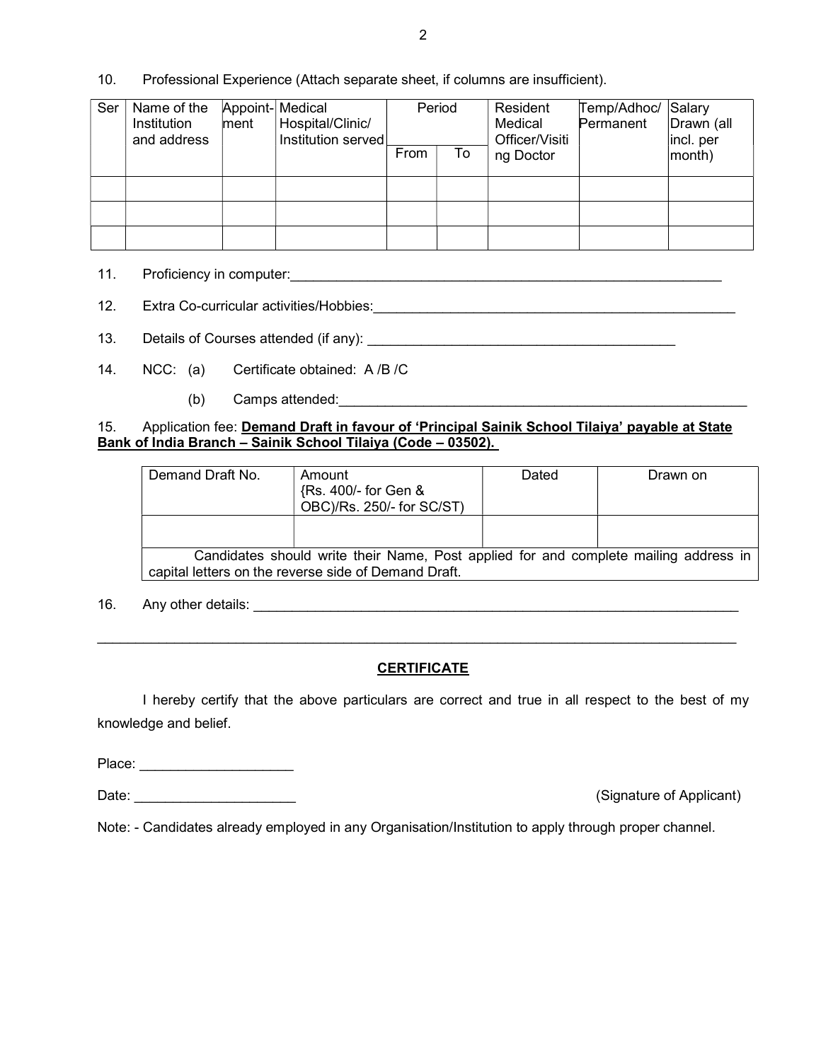10. Professional Experience (Attach separate sheet, if columns are insufficient).

| Ser | Name of the Institution and address | Appoint-ment | Medical Hospital/Clinic/ Institution served | Period | | Resident Medical Officer/Visiting Doctor | Temp/Adhoc/ Permanent | Salary Drawn (all incl. per month) |
|---|---|---|---|---|---|---|---|---|
| | | | | From | To | | | |
| | | | | | | | | |
| | | | | | | | | |
| | | | | | | | | |

11. Proficiency in computer:____________________________________________________________

12. Extra Co-curricular activities/Hobbies:__________________________________________________

13. Details of Courses attended (if any): __________________________________________

14. NCC: (a) Certificate obtained: A /B /C

(b) Camps attended:________________________________________________________

15. Application fee: **<u>Demand Draft in favour of 'Principal Sainik School Tilaiya' payable at State Bank of India Branch – Sainik School Tilaiya (Code – 03502).</u>**

| Demand Draft No. | Amount {Rs. 400/- for Gen & OBC)/Rs. 250/- for SC/ST) | Dated | Drawn on |
|---|---|---|---|
| | | | |
| Candidates should write their Name, Post applied for and complete mailing address in capital letters on the reverse side of Demand Draft. | | | |

16. Any other details: __________________________________________________________________

_____________________________________________________________________________________

## <u>CERTIFICATE</u>

I hereby certify that the above particulars are correct and true in all respect to the best of my knowledge and belief.

Place: ____________________

Date: _____________________ (Signature of Applicant)

Note: - Candidates already employed in any Organisation/Institution to apply through proper channel.